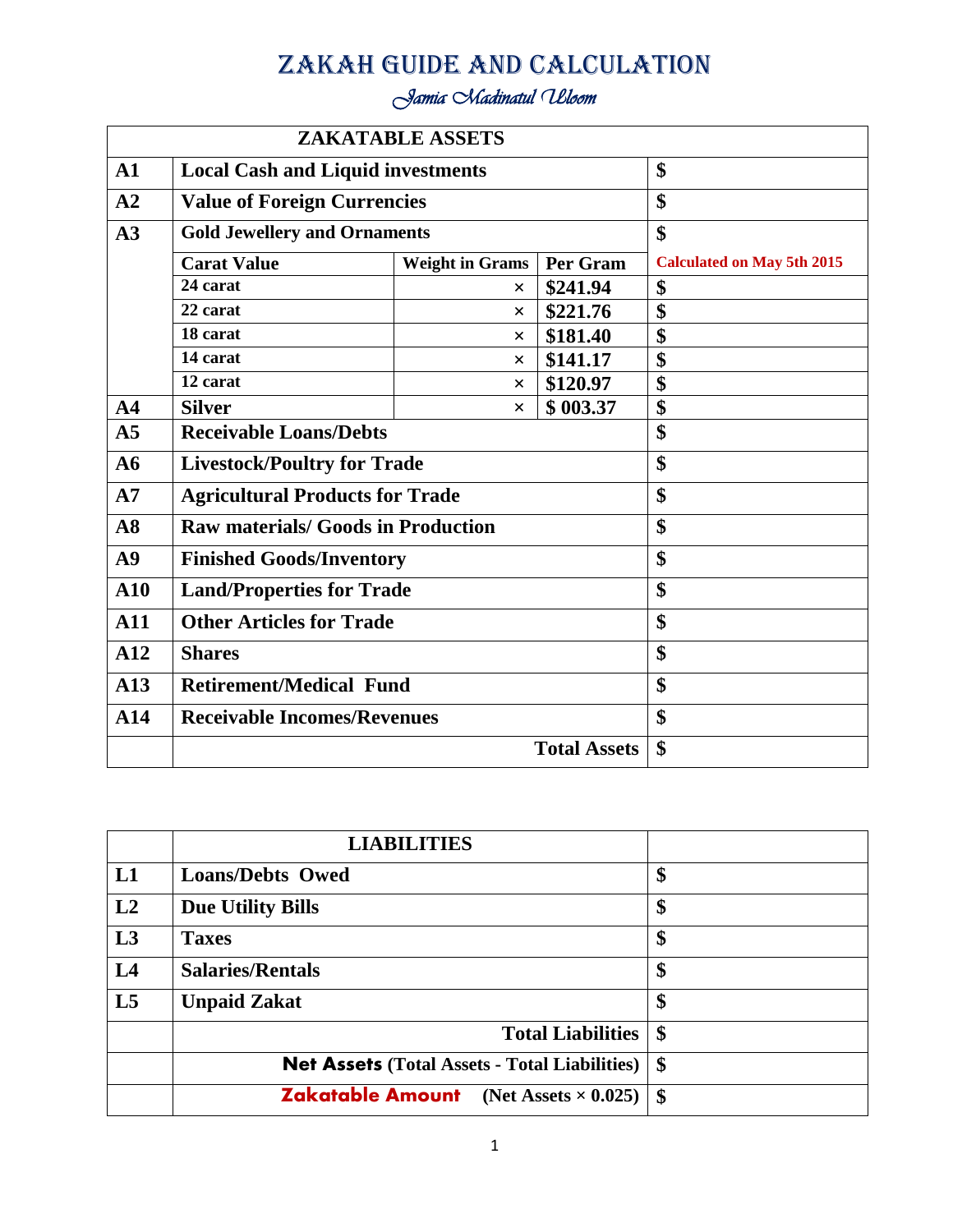# ZAKAH GUIDE AND CALCULATION

*Jamia Madinatul Uloom*

| ZAKATABLE ASSETS | | | | |
|---|---|---|---|---|
| **A1** | **Local Cash and Liquid investments** | | | **$** |
| **A2** | **Value of Foreign Currencies** | | | **$** |
| **A3** | **Gold Jewellery and Ornaments** | | | **$** |
| | **Carat Value** | **Weight in Grams** | **Per Gram** | **Calculated on May 5th 2015** |
| | **24 carat** | × | **$241.94** | **$** |
| | **22 carat** | × | **$221.76** | **$** |
| | **18 carat** | × | **$181.40** | **$** |
| | **14 carat** | × | **$141.17** | **$** |
| | **12 carat** | × | **$120.97** | **$** |
| **A4** | **Silver** | × | **$ 003.37** | **$** |
| **A5** | **Receivable Loans/Debts** | | | **$** |
| **A6** | **Livestock/Poultry for Trade** | | | **$** |
| **A7** | **Agricultural Products for Trade** | | | **$** |
| **A8** | **Raw materials/ Goods in Production** | | | **$** |
| **A9** | **Finished Goods/Inventory** | | | **$** |
| **A10** | **Land/Properties for Trade** | | | **$** |
| **A11** | **Other Articles for Trade** | | | **$** |
| **A12** | **Shares** | | | **$** |
| **A13** | **Retirement/Medical Fund** | | | **$** |
| **A14** | **Receivable Incomes/Revenues** | | | **$** |
| | **Total Assets** | | | **$** |

| | LIABILITIES | |
|---|---|---|
| **L1** | **Loans/Debts Owed** | **$** |
| **L2** | **Due Utility Bills** | **$** |
| **L3** | **Taxes** | **$** |
| **L4** | **Salaries/Rentals** | **$** |
| **L5** | **Unpaid Zakat** | **$** |
| | **Total Liabilities** | **$** |
| | **Net Assets (Total Assets - Total Liabilities)** | **$** |
| | **Zakatable Amount (Net Assets × 0.025)** | **$** |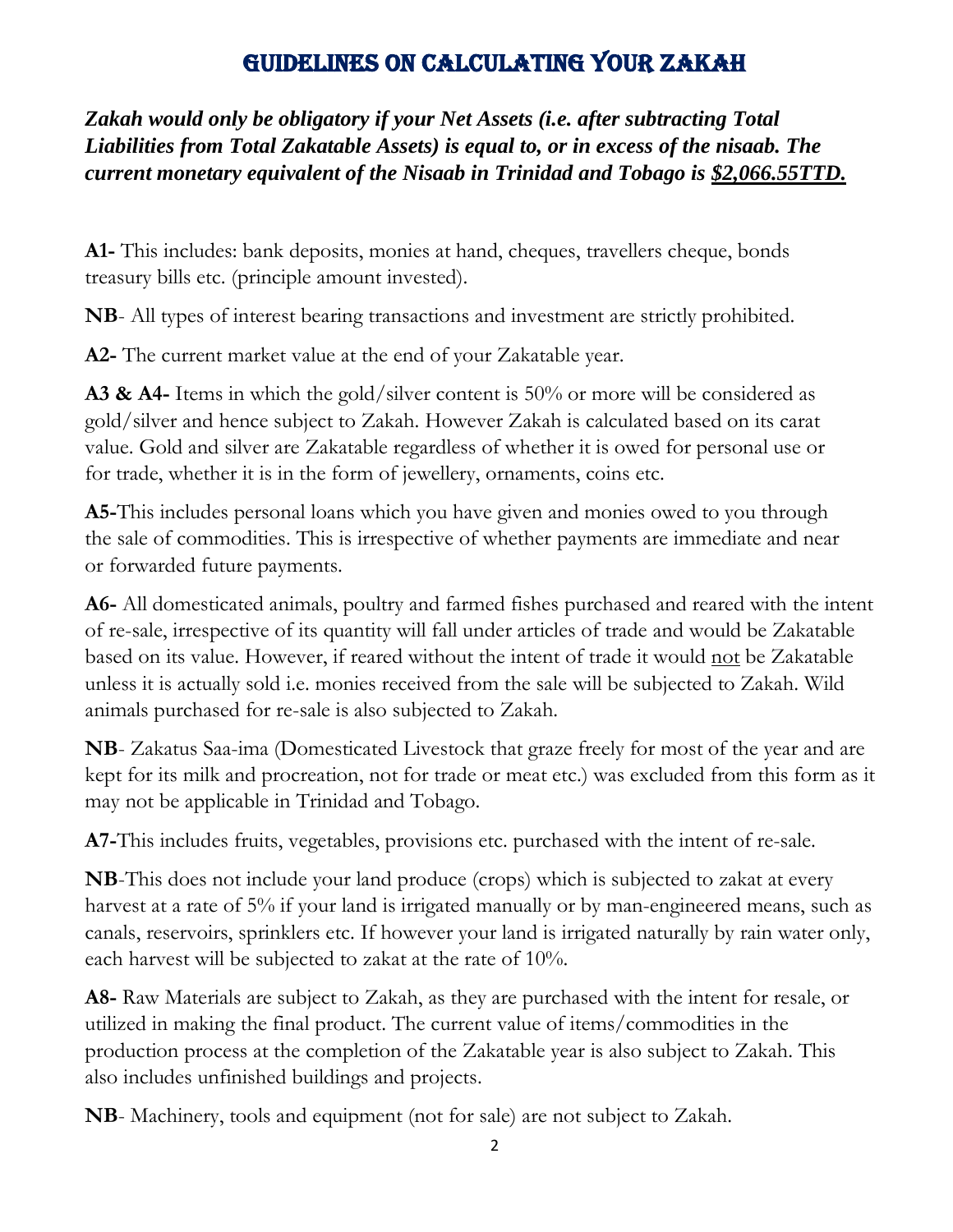# Guidelines on Calculating Your Zakah

***Zakah would only be obligatory if your Net Assets (i.e. after subtracting Total Liabilities from Total Zakatable Assets) is equal to, or in excess of the nisaab. The current monetary equivalent of the Nisaab in Trinidad and Tobago is <u>$2,066.55TTD.</u>***

**A1-** This includes: bank deposits, monies at hand, cheques, travellers cheque, bonds treasury bills etc. (principle amount invested).

**NB**- All types of interest bearing transactions and investment are strictly prohibited.

**A2-** The current market value at the end of your Zakatable year.

**A3 & A4-** Items in which the gold/silver content is 50% or more will be considered as gold/silver and hence subject to Zakah. However Zakah is calculated based on its carat value. Gold and silver are Zakatable regardless of whether it is owed for personal use or for trade, whether it is in the form of jewellery, ornaments, coins etc.

**A5-**This includes personal loans which you have given and monies owed to you through the sale of commodities. This is irrespective of whether payments are immediate and near or forwarded future payments.

**A6-** All domesticated animals, poultry and farmed fishes purchased and reared with the intent of re-sale, irrespective of its quantity will fall under articles of trade and would be Zakatable based on its value. However, if reared without the intent of trade it would <u>not</u> be Zakatable unless it is actually sold i.e. monies received from the sale will be subjected to Zakah. Wild animals purchased for re-sale is also subjected to Zakah.

**NB**- Zakatus Saa-ima (Domesticated Livestock that graze freely for most of the year and are kept for its milk and procreation, not for trade or meat etc.) was excluded from this form as it may not be applicable in Trinidad and Tobago.

**A7-**This includes fruits, vegetables, provisions etc. purchased with the intent of re-sale.

**NB**-This does not include your land produce (crops) which is subjected to zakat at every harvest at a rate of 5% if your land is irrigated manually or by man-engineered means, such as canals, reservoirs, sprinklers etc. If however your land is irrigated naturally by rain water only, each harvest will be subjected to zakat at the rate of 10%.

**A8-** Raw Materials are subject to Zakah, as they are purchased with the intent for resale, or utilized in making the final product. The current value of items/commodities in the production process at the completion of the Zakatable year is also subject to Zakah. This also includes unfinished buildings and projects.

**NB**- Machinery, tools and equipment (not for sale) are not subject to Zakah.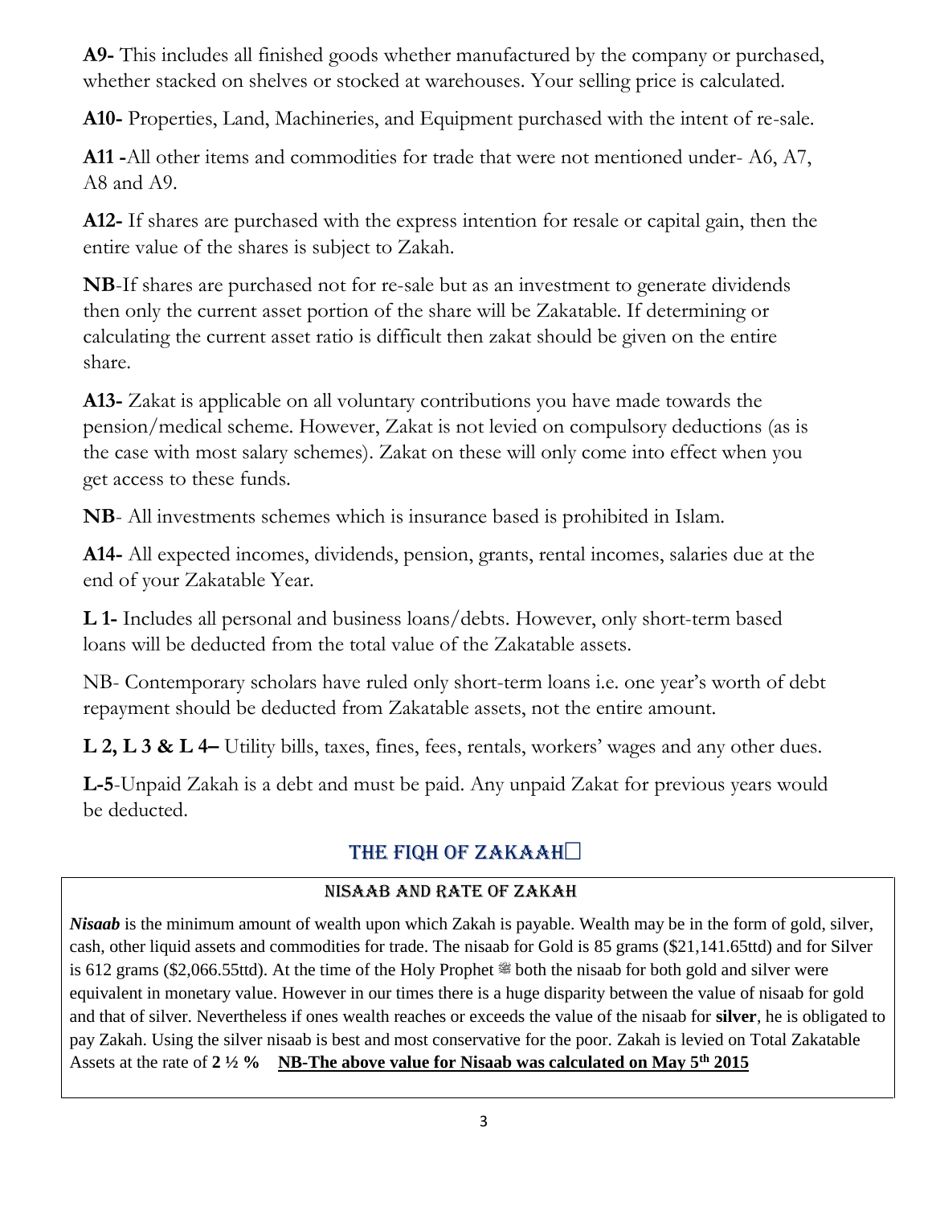**A9-** This includes all finished goods whether manufactured by the company or purchased, whether stacked on shelves or stocked at warehouses. Your selling price is calculated.

**A10-** Properties, Land, Machineries, and Equipment purchased with the intent of re-sale.

**A11 -**All other items and commodities for trade that were not mentioned under- A6, A7, A8 and A9.

**A12-** If shares are purchased with the express intention for resale or capital gain, then the entire value of the shares is subject to Zakah.

**NB**-If shares are purchased not for re-sale but as an investment to generate dividends then only the current asset portion of the share will be Zakatable. If determining or calculating the current asset ratio is difficult then zakat should be given on the entire share.

**A13-** Zakat is applicable on all voluntary contributions you have made towards the pension/medical scheme. However, Zakat is not levied on compulsory deductions (as is the case with most salary schemes). Zakat on these will only come into effect when you get access to these funds.

**NB**- All investments schemes which is insurance based is prohibited in Islam.

**A14-** All expected incomes, dividends, pension, grants, rental incomes, salaries due at the end of your Zakatable Year.

**L 1-** Includes all personal and business loans/debts. However, only short-term based loans will be deducted from the total value of the Zakatable assets.

NB- Contemporary scholars have ruled only short-term loans i.e. one year's worth of debt repayment should be deducted from Zakatable assets, not the entire amount.

**L 2, L 3 & L 4–** Utility bills, taxes, fines, fees, rentals, workers' wages and any other dues.

**L-5**-Unpaid Zakah is a debt and must be paid. Any unpaid Zakat for previous years would be deducted.

## THE FIQH OF ZAKAAH

### NISAAB AND RATE OF ZAKAH

***Nisaab*** is the minimum amount of wealth upon which Zakah is payable. Wealth may be in the form of gold, silver, cash, other liquid assets and commodities for trade. The nisaab for Gold is 85 grams ($21,141.65ttd) and for Silver is 612 grams ($2,066.55ttd). At the time of the Holy Prophet ﷺ both the nisaab for both gold and silver were equivalent in monetary value. However in our times there is a huge disparity between the value of nisaab for gold and that of silver. Nevertheless if ones wealth reaches or exceeds the value of the nisaab for **silver**, he is obligated to pay Zakah. Using the silver nisaab is best and most conservative for the poor. Zakah is levied on Total Zakatable Assets at the rate of **2 ½ %** **NB-The above value for Nisaab was calculated on May 5th 2015**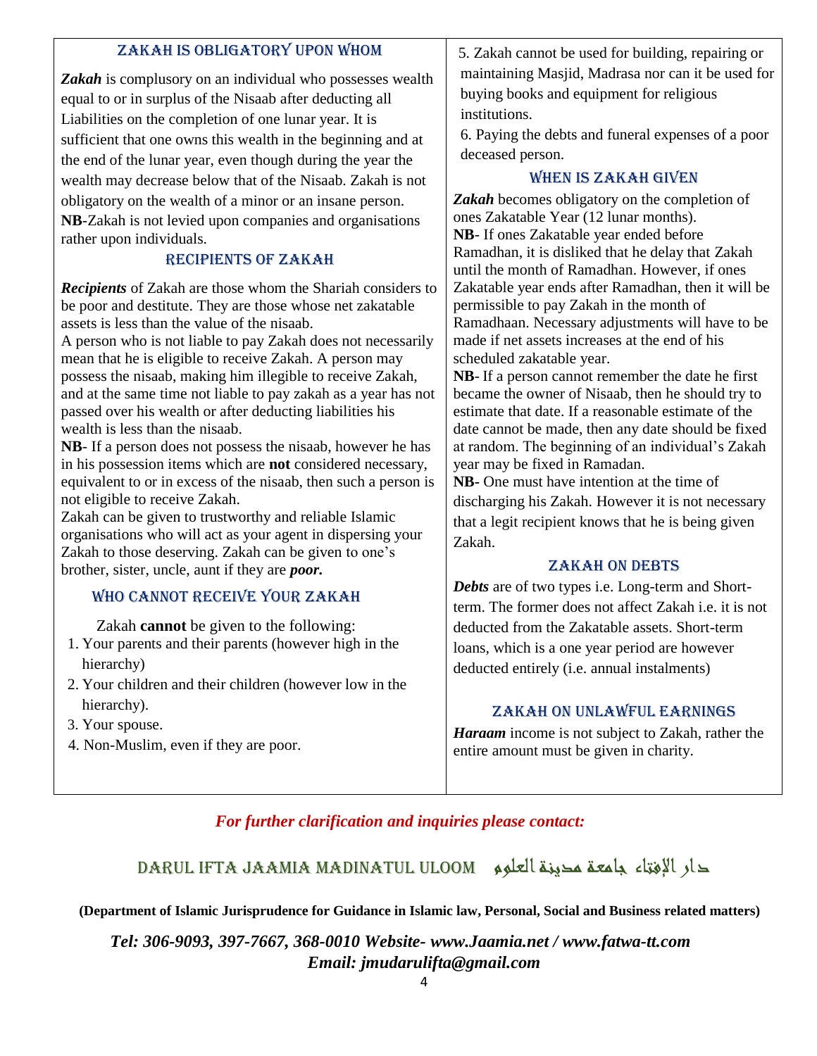## ZAKAH IS OBLIGATORY UPON WHOM

***Zakah*** is complusory on an individual who possesses wealth equal to or in surplus of the Nisaab after deducting all Liabilities on the completion of one lunar year. It is sufficient that one owns this wealth in the beginning and at the end of the lunar year, even though during the year the wealth may decrease below that of the Nisaab. Zakah is not obligatory on the wealth of a minor or an insane person.
**NB**-Zakah is not levied upon companies and organisations rather upon individuals.

## RECIPIENTS OF ZAKAH

***Recipients*** of Zakah are those whom the Shariah considers to be poor and destitute. They are those whose net zakatable assets is less than the value of the nisaab.
A person who is not liable to pay Zakah does not necessarily mean that he is eligible to receive Zakah. A person may possess the nisaab, making him illegible to receive Zakah, and at the same time not liable to pay zakah as a year has not passed over his wealth or after deducting liabilities his wealth is less than the nisaab.
**NB**- If a person does not possess the nisaab, however he has in his possession items which are **not** considered necessary, equivalent to or in excess of the nisaab, then such a person is not eligible to receive Zakah.
Zakah can be given to trustworthy and reliable Islamic organisations who will act as your agent in dispersing your Zakah to those deserving. Zakah can be given to one's brother, sister, uncle, aunt if they are ***poor.***

## WHO CANNOT RECEIVE YOUR ZAKAH

Zakah **cannot** be given to the following:

1. Your parents and their parents (however high in the hierarchy)
2. Your children and their children (however low in the hierarchy).
3. Your spouse.
4. Non-Muslim, even if they are poor.
5. Zakah cannot be used for building, repairing or maintaining Masjid, Madrasa nor can it be used for buying books and equipment for religious institutions.
6. Paying the debts and funeral expenses of a poor deceased person.

## WHEN IS ZAKAH GIVEN

***Zakah*** becomes obligatory on the completion of ones Zakatable Year (12 lunar months).
**NB**- If ones Zakatable year ended before Ramadhan, it is disliked that he delay that Zakah until the month of Ramadhan. However, if ones Zakatable year ends after Ramadhan, then it will be permissible to pay Zakah in the month of Ramadhaan. Necessary adjustments will have to be made if net assets increases at the end of his scheduled zakatable year.
**NB**- If a person cannot remember the date he first became the owner of Nisaab, then he should try to estimate that date. If a reasonable estimate of the date cannot be made, then any date should be fixed at random. The beginning of an individual's Zakah year may be fixed in Ramadan.
**NB-** One must have intention at the time of discharging his Zakah. However it is not necessary that a legit recipient knows that he is being given Zakah.

## ZAKAH ON DEBTS

***Debts*** are of two types i.e. Long-term and Short-term. The former does not affect Zakah i.e. it is not deducted from the Zakatable assets. Short-term loans, which is a one year period are however deducted entirely (i.e. annual instalments)

## ZAKAH ON UNLAWFUL EARNINGS

***Haraam*** income is not subject to Zakah, rather the entire amount must be given in charity.

***For further clarification and inquiries please contact:***

**DARUL IFTA JAAMIA MADINATUL ULOOM** دار الإفتاء جامعة مدينة العلوم

**(Department of Islamic Jurisprudence for Guidance in Islamic law, Personal, Social and Business related matters)**

***Tel: 306-9093, 397-7667, 368-0010 Website- www.Jaamia.net / www.fatwa-tt.com***
***Email: jmudarulifta@gmail.com***